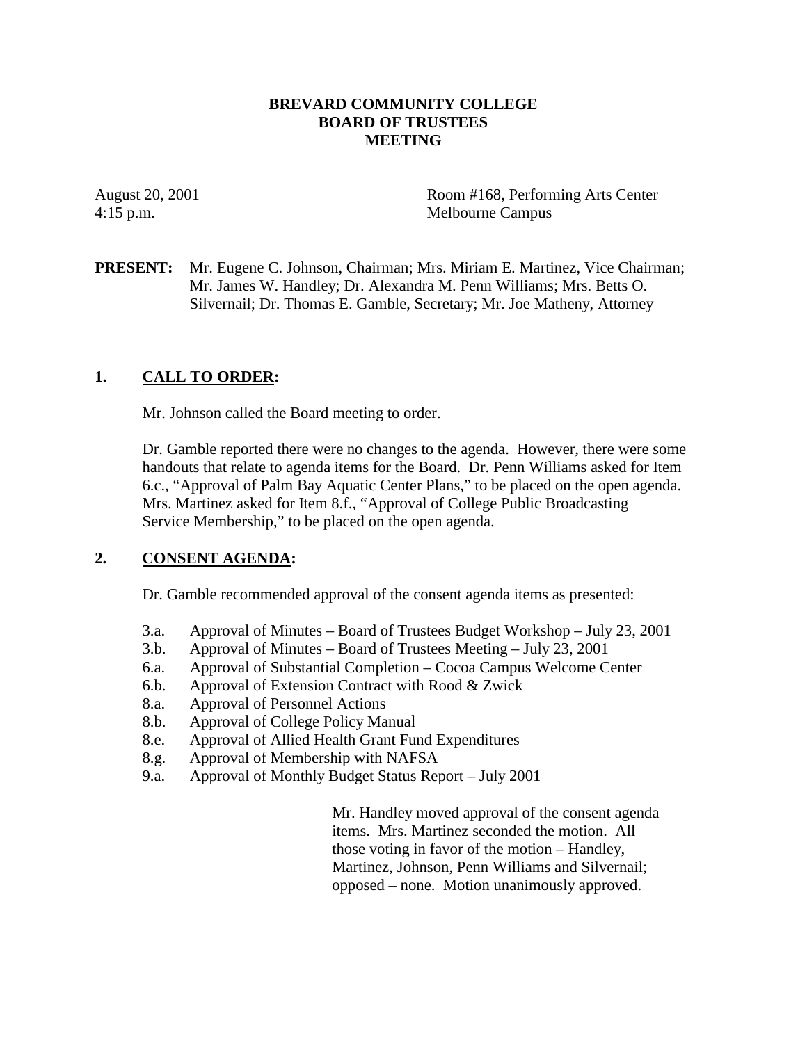# BREVARD COMMUNITY COLLEGE
# BOARD OF TRUSTEES
# MEETING

August 20, 2001
4:15 p.m.

Room #168, Performing Arts Center
Melbourne Campus

**PRESENT:** Mr. Eugene C. Johnson, Chairman; Mrs. Miriam E. Martinez, Vice Chairman; Mr. James W. Handley; Dr. Alexandra M. Penn Williams; Mrs. Betts O. Silvernail; Dr. Thomas E. Gamble, Secretary; Mr. Joe Matheny, Attorney

## 1. CALL TO ORDER:

Mr. Johnson called the Board meeting to order.

Dr. Gamble reported there were no changes to the agenda. However, there were some handouts that relate to agenda items for the Board. Dr. Penn Williams asked for Item 6.c., "Approval of Palm Bay Aquatic Center Plans," to be placed on the open agenda. Mrs. Martinez asked for Item 8.f., "Approval of College Public Broadcasting Service Membership," to be placed on the open agenda.

## 2. CONSENT AGENDA:

Dr. Gamble recommended approval of the consent agenda items as presented:

- 3.a. Approval of Minutes – Board of Trustees Budget Workshop – July 23, 2001
- 3.b. Approval of Minutes – Board of Trustees Meeting – July 23, 2001
- 6.a. Approval of Substantial Completion – Cocoa Campus Welcome Center
- 6.b. Approval of Extension Contract with Rood & Zwick
- 8.a. Approval of Personnel Actions
- 8.b. Approval of College Policy Manual
- 8.e. Approval of Allied Health Grant Fund Expenditures
- 8.g. Approval of Membership with NAFSA
- 9.a. Approval of Monthly Budget Status Report – July 2001

Mr. Handley moved approval of the consent agenda items. Mrs. Martinez seconded the motion. All those voting in favor of the motion – Handley, Martinez, Johnson, Penn Williams and Silvernail; opposed – none. Motion unanimously approved.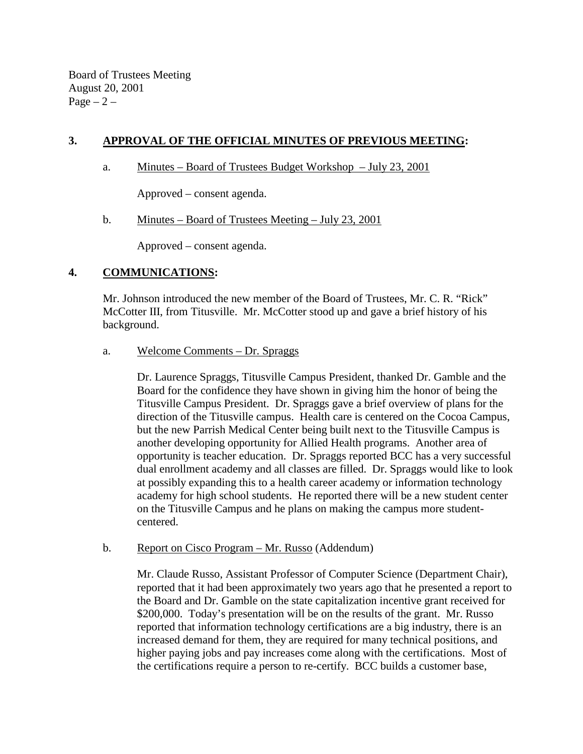## 3. **APPROVAL OF THE OFFICIAL MINUTES OF PREVIOUS MEETING:**

a. Minutes – Board of Trustees Budget Workshop – July 23, 2001

Approved – consent agenda.

b. Minutes – Board of Trustees Meeting – July 23, 2001

Approved – consent agenda.

## 4. **COMMUNICATIONS:**

Mr. Johnson introduced the new member of the Board of Trustees, Mr. C. R. "Rick" McCotter III, from Titusville. Mr. McCotter stood up and gave a brief history of his background.

a. Welcome Comments – Dr. Spraggs

Dr. Laurence Spraggs, Titusville Campus President, thanked Dr. Gamble and the Board for the confidence they have shown in giving him the honor of being the Titusville Campus President. Dr. Spraggs gave a brief overview of plans for the direction of the Titusville campus. Health care is centered on the Cocoa Campus, but the new Parrish Medical Center being built next to the Titusville Campus is another developing opportunity for Allied Health programs. Another area of opportunity is teacher education. Dr. Spraggs reported BCC has a very successful dual enrollment academy and all classes are filled. Dr. Spraggs would like to look at possibly expanding this to a health career academy or information technology academy for high school students. He reported there will be a new student center on the Titusville Campus and he plans on making the campus more student-centered.

b. Report on Cisco Program – Mr. Russo (Addendum)

Mr. Claude Russo, Assistant Professor of Computer Science (Department Chair), reported that it had been approximately two years ago that he presented a report to the Board and Dr. Gamble on the state capitalization incentive grant received for $200,000. Today's presentation will be on the results of the grant. Mr. Russo reported that information technology certifications are a big industry, there is an increased demand for them, they are required for many technical positions, and higher paying jobs and pay increases come along with the certifications. Most of the certifications require a person to re-certify. BCC builds a customer base,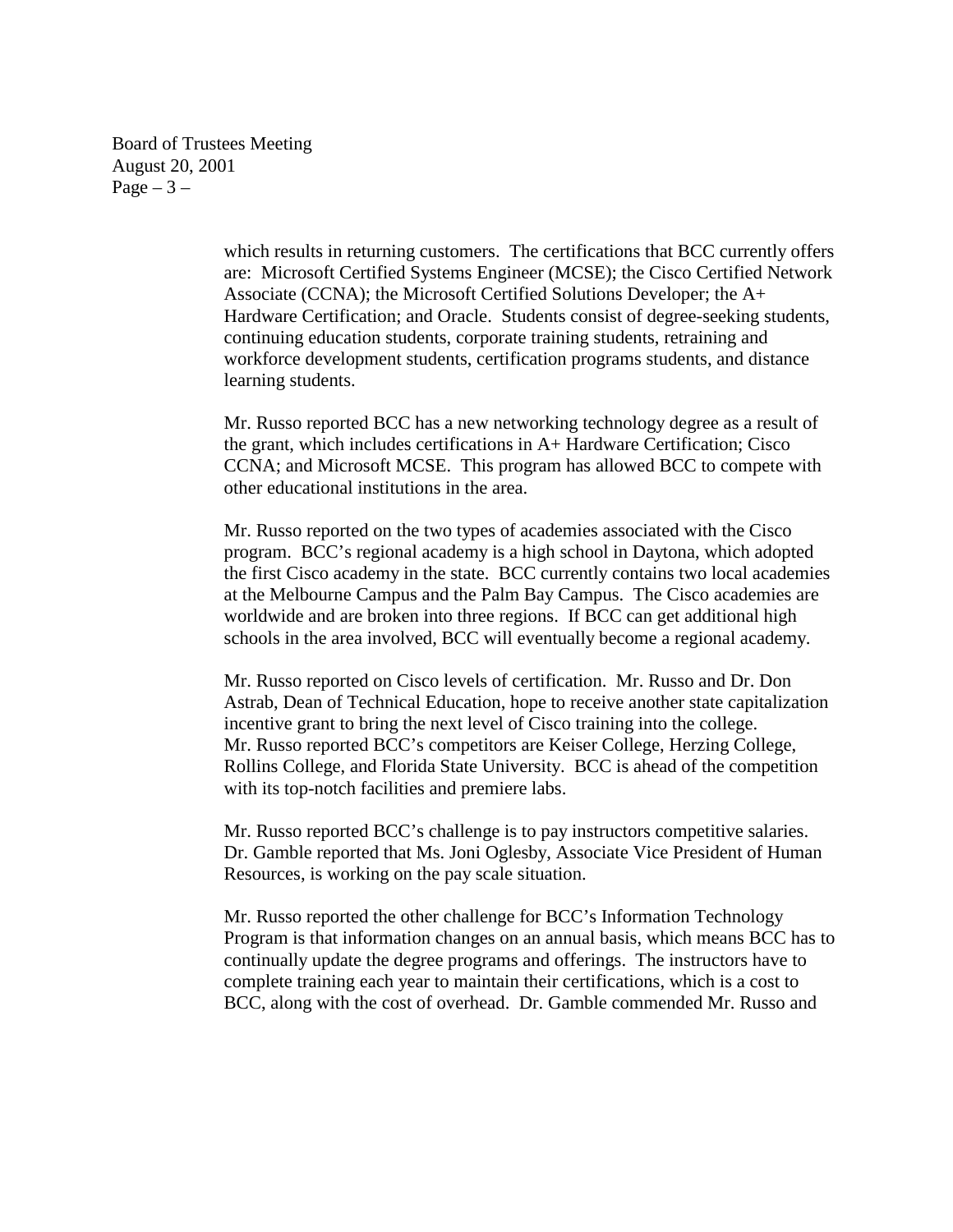which results in returning customers. The certifications that BCC currently offers are: Microsoft Certified Systems Engineer (MCSE); the Cisco Certified Network Associate (CCNA); the Microsoft Certified Solutions Developer; the A+ Hardware Certification; and Oracle. Students consist of degree-seeking students, continuing education students, corporate training students, retraining and workforce development students, certification programs students, and distance learning students.

Mr. Russo reported BCC has a new networking technology degree as a result of the grant, which includes certifications in A+ Hardware Certification; Cisco CCNA; and Microsoft MCSE. This program has allowed BCC to compete with other educational institutions in the area.

Mr. Russo reported on the two types of academies associated with the Cisco program. BCC's regional academy is a high school in Daytona, which adopted the first Cisco academy in the state. BCC currently contains two local academies at the Melbourne Campus and the Palm Bay Campus. The Cisco academies are worldwide and are broken into three regions. If BCC can get additional high schools in the area involved, BCC will eventually become a regional academy.

Mr. Russo reported on Cisco levels of certification. Mr. Russo and Dr. Don Astrab, Dean of Technical Education, hope to receive another state capitalization incentive grant to bring the next level of Cisco training into the college. Mr. Russo reported BCC's competitors are Keiser College, Herzing College, Rollins College, and Florida State University. BCC is ahead of the competition with its top-notch facilities and premiere labs.

Mr. Russo reported BCC's challenge is to pay instructors competitive salaries. Dr. Gamble reported that Ms. Joni Oglesby, Associate Vice President of Human Resources, is working on the pay scale situation.

Mr. Russo reported the other challenge for BCC's Information Technology Program is that information changes on an annual basis, which means BCC has to continually update the degree programs and offerings. The instructors have to complete training each year to maintain their certifications, which is a cost to BCC, along with the cost of overhead. Dr. Gamble commended Mr. Russo and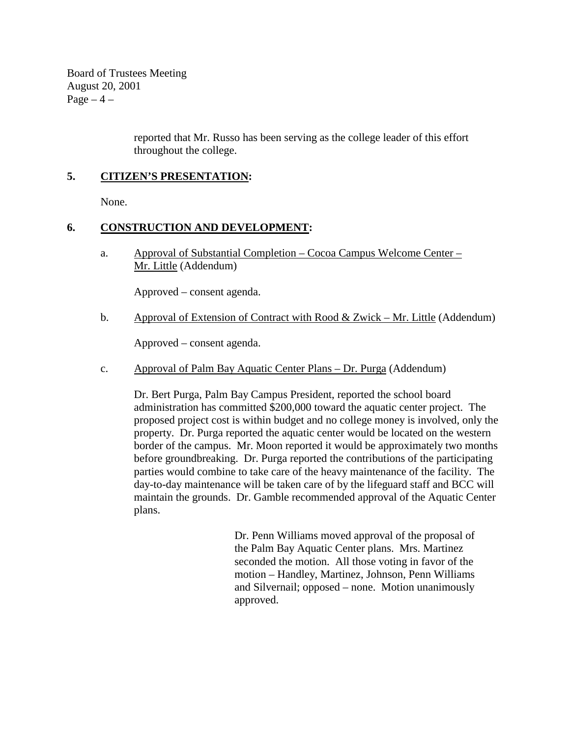reported that Mr. Russo has been serving as the college leader of this effort throughout the college.

## 5. <u>CITIZEN'S PRESENTATION</u>:

None.

## 6. <u>CONSTRUCTION AND DEVELOPMENT</u>:

a. <u>Approval of Substantial Completion – Cocoa Campus Welcome Center – Mr. Little</u> (Addendum)

Approved – consent agenda.

b. <u>Approval of Extension of Contract with Rood & Zwick – Mr. Little</u> (Addendum)

Approved – consent agenda.

c. <u>Approval of Palm Bay Aquatic Center Plans – Dr. Purga</u> (Addendum)

Dr. Bert Purga, Palm Bay Campus President, reported the school board administration has committed $200,000 toward the aquatic center project. The proposed project cost is within budget and no college money is involved, only the property. Dr. Purga reported the aquatic center would be located on the western border of the campus. Mr. Moon reported it would be approximately two months before groundbreaking. Dr. Purga reported the contributions of the participating parties would combine to take care of the heavy maintenance of the facility. The day-to-day maintenance will be taken care of by the lifeguard staff and BCC will maintain the grounds. Dr. Gamble recommended approval of the Aquatic Center plans.

> Dr. Penn Williams moved approval of the proposal of the Palm Bay Aquatic Center plans. Mrs. Martinez seconded the motion. All those voting in favor of the motion – Handley, Martinez, Johnson, Penn Williams and Silvernail; opposed – none. Motion unanimously approved.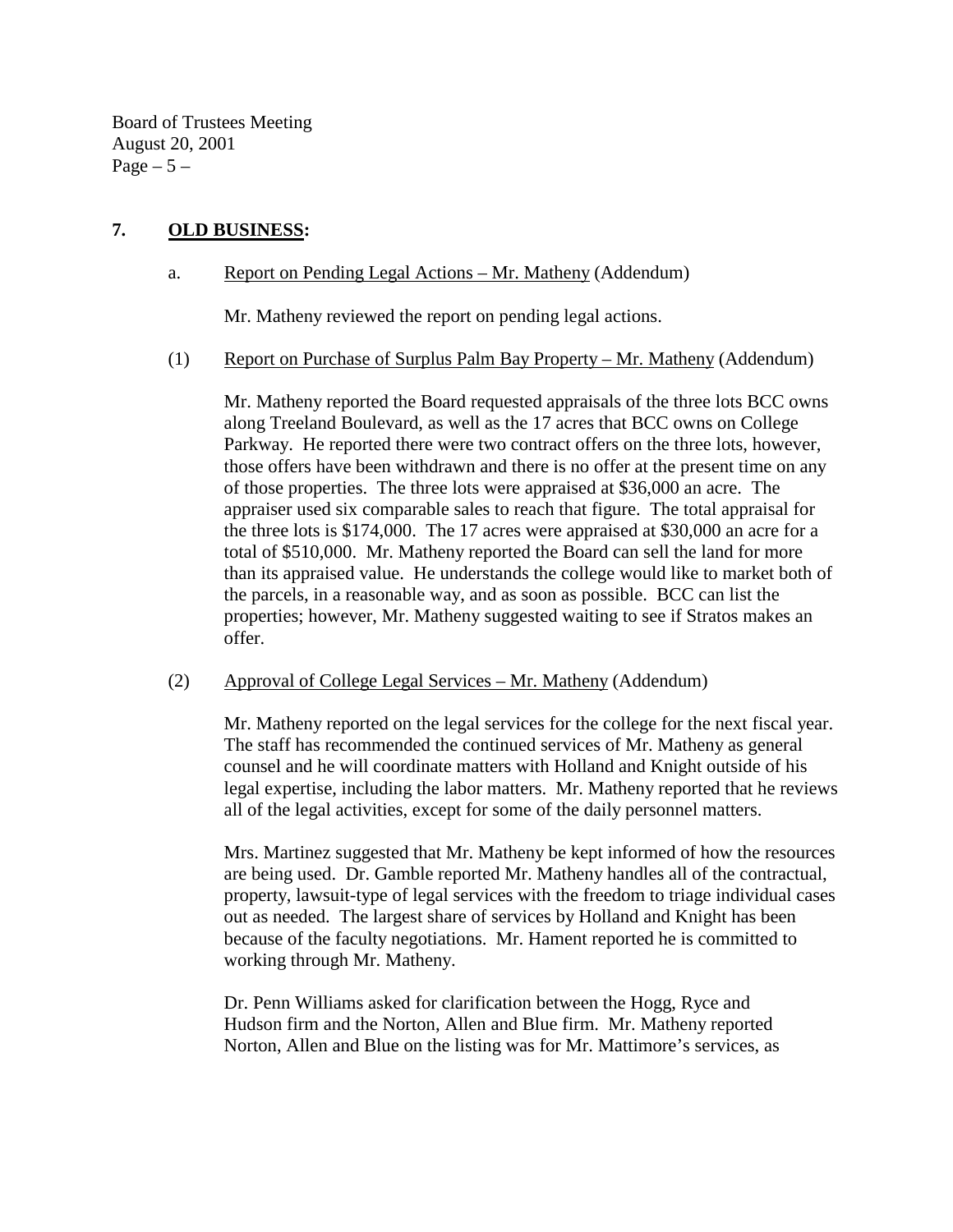## 7. **OLD BUSINESS:**

a. Report on Pending Legal Actions – Mr. Matheny (Addendum)

Mr. Matheny reviewed the report on pending legal actions.

(1) Report on Purchase of Surplus Palm Bay Property – Mr. Matheny (Addendum)

Mr. Matheny reported the Board requested appraisals of the three lots BCC owns along Treeland Boulevard, as well as the 17 acres that BCC owns on College Parkway. He reported there were two contract offers on the three lots, however, those offers have been withdrawn and there is no offer at the present time on any of those properties. The three lots were appraised at $36,000 an acre. The appraiser used six comparable sales to reach that figure. The total appraisal for the three lots is $174,000. The 17 acres were appraised at $30,000 an acre for a total of $510,000. Mr. Matheny reported the Board can sell the land for more than its appraised value. He understands the college would like to market both of the parcels, in a reasonable way, and as soon as possible. BCC can list the properties; however, Mr. Matheny suggested waiting to see if Stratos makes an offer.

(2) Approval of College Legal Services – Mr. Matheny (Addendum)

Mr. Matheny reported on the legal services for the college for the next fiscal year. The staff has recommended the continued services of Mr. Matheny as general counsel and he will coordinate matters with Holland and Knight outside of his legal expertise, including the labor matters. Mr. Matheny reported that he reviews all of the legal activities, except for some of the daily personnel matters.

Mrs. Martinez suggested that Mr. Matheny be kept informed of how the resources are being used. Dr. Gamble reported Mr. Matheny handles all of the contractual, property, lawsuit-type of legal services with the freedom to triage individual cases out as needed. The largest share of services by Holland and Knight has been because of the faculty negotiations. Mr. Hament reported he is committed to working through Mr. Matheny.

Dr. Penn Williams asked for clarification between the Hogg, Ryce and Hudson firm and the Norton, Allen and Blue firm. Mr. Matheny reported Norton, Allen and Blue on the listing was for Mr. Mattimore's services, as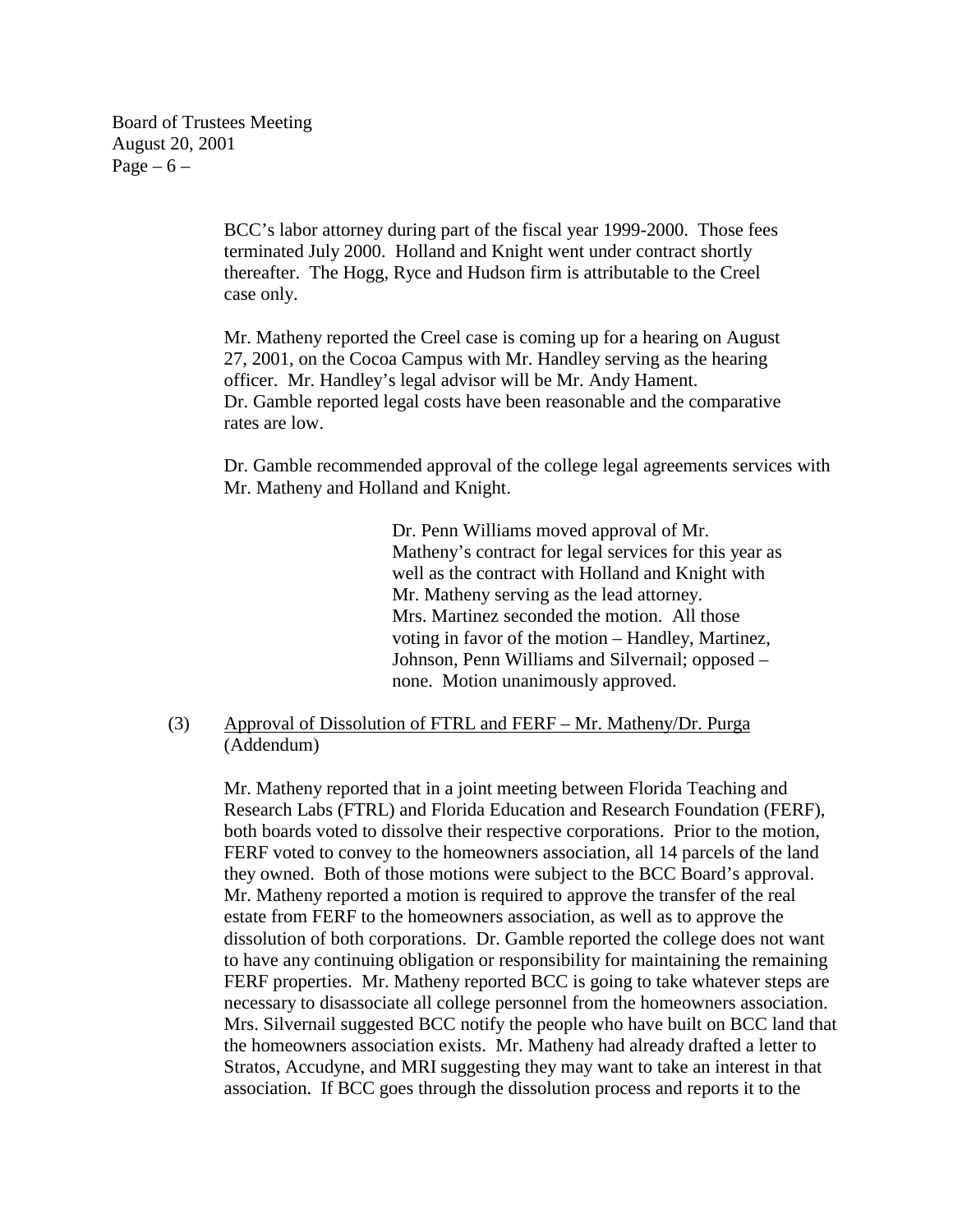BCC's labor attorney during part of the fiscal year 1999-2000. Those fees terminated July 2000. Holland and Knight went under contract shortly thereafter. The Hogg, Ryce and Hudson firm is attributable to the Creel case only.

Mr. Matheny reported the Creel case is coming up for a hearing on August 27, 2001, on the Cocoa Campus with Mr. Handley serving as the hearing officer. Mr. Handley's legal advisor will be Mr. Andy Hament. Dr. Gamble reported legal costs have been reasonable and the comparative rates are low.

Dr. Gamble recommended approval of the college legal agreements services with Mr. Matheny and Holland and Knight.

> Dr. Penn Williams moved approval of Mr. Matheny's contract for legal services for this year as well as the contract with Holland and Knight with Mr. Matheny serving as the lead attorney. Mrs. Martinez seconded the motion. All those voting in favor of the motion – Handley, Martinez, Johnson, Penn Williams and Silvernail; opposed – none. Motion unanimously approved.

(3) <u>Approval of Dissolution of FTRL and FERF – Mr. Matheny/Dr. Purga</u> (Addendum)

Mr. Matheny reported that in a joint meeting between Florida Teaching and Research Labs (FTRL) and Florida Education and Research Foundation (FERF), both boards voted to dissolve their respective corporations. Prior to the motion, FERF voted to convey to the homeowners association, all 14 parcels of the land they owned. Both of those motions were subject to the BCC Board's approval. Mr. Matheny reported a motion is required to approve the transfer of the real estate from FERF to the homeowners association, as well as to approve the dissolution of both corporations. Dr. Gamble reported the college does not want to have any continuing obligation or responsibility for maintaining the remaining FERF properties. Mr. Matheny reported BCC is going to take whatever steps are necessary to disassociate all college personnel from the homeowners association. Mrs. Silvernail suggested BCC notify the people who have built on BCC land that the homeowners association exists. Mr. Matheny had already drafted a letter to Stratos, Accudyne, and MRI suggesting they may want to take an interest in that association. If BCC goes through the dissolution process and reports it to the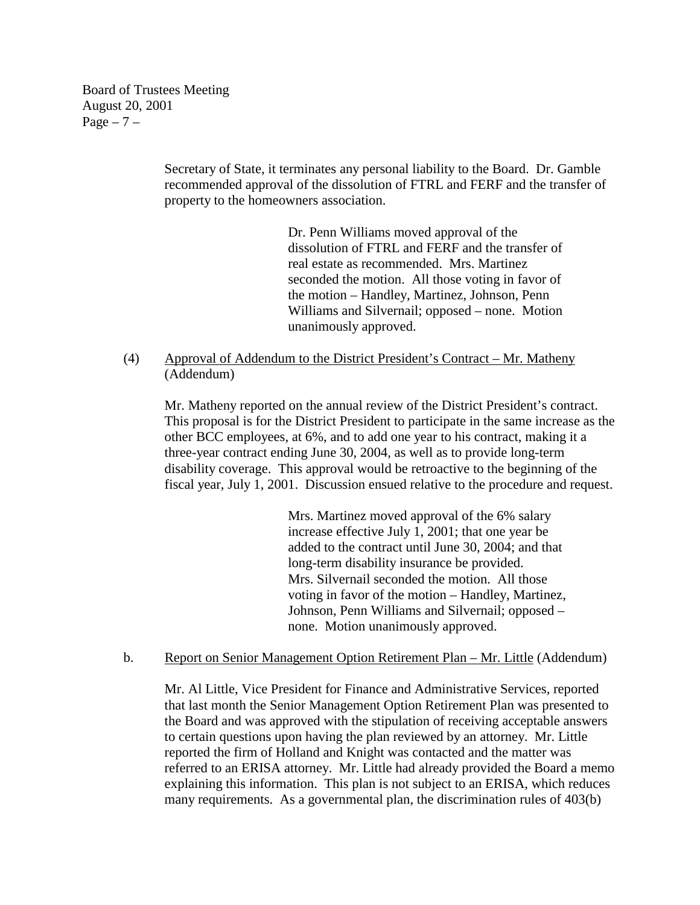Secretary of State, it terminates any personal liability to the Board. Dr. Gamble recommended approval of the dissolution of FTRL and FERF and the transfer of property to the homeowners association.

> Dr. Penn Williams moved approval of the dissolution of FTRL and FERF and the transfer of real estate as recommended. Mrs. Martinez seconded the motion. All those voting in favor of the motion – Handley, Martinez, Johnson, Penn Williams and Silvernail; opposed – none. Motion unanimously approved.

(4) <u>Approval of Addendum to the District President's Contract – Mr. Matheny</u> (Addendum)

Mr. Matheny reported on the annual review of the District President's contract. This proposal is for the District President to participate in the same increase as the other BCC employees, at 6%, and to add one year to his contract, making it a three-year contract ending June 30, 2004, as well as to provide long-term disability coverage. This approval would be retroactive to the beginning of the fiscal year, July 1, 2001. Discussion ensued relative to the procedure and request.

> Mrs. Martinez moved approval of the 6% salary increase effective July 1, 2001; that one year be added to the contract until June 30, 2004; and that long-term disability insurance be provided. Mrs. Silvernail seconded the motion. All those voting in favor of the motion – Handley, Martinez, Johnson, Penn Williams and Silvernail; opposed – none. Motion unanimously approved.

b. <u>Report on Senior Management Option Retirement Plan – Mr. Little</u> (Addendum)

Mr. Al Little, Vice President for Finance and Administrative Services, reported that last month the Senior Management Option Retirement Plan was presented to the Board and was approved with the stipulation of receiving acceptable answers to certain questions upon having the plan reviewed by an attorney. Mr. Little reported the firm of Holland and Knight was contacted and the matter was referred to an ERISA attorney. Mr. Little had already provided the Board a memo explaining this information. This plan is not subject to an ERISA, which reduces many requirements. As a governmental plan, the discrimination rules of 403(b)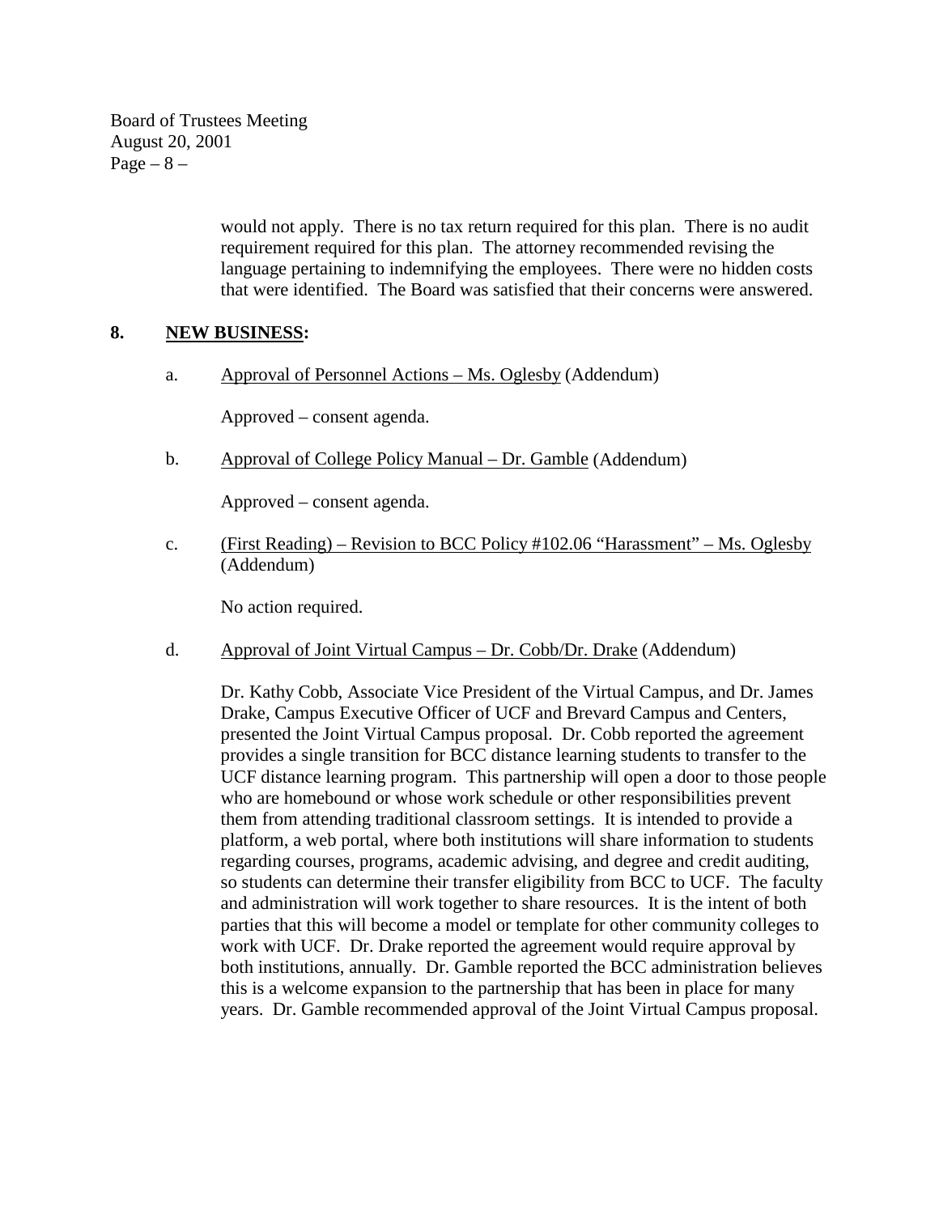would not apply. There is no tax return required for this plan. There is no audit requirement required for this plan. The attorney recommended revising the language pertaining to indemnifying the employees. There were no hidden costs that were identified. The Board was satisfied that their concerns were answered.

## 8. NEW BUSINESS:

a. Approval of Personnel Actions – Ms. Oglesby (Addendum)

Approved – consent agenda.

b. Approval of College Policy Manual – Dr. Gamble (Addendum)

Approved – consent agenda.

c. (First Reading) – Revision to BCC Policy #102.06 "Harassment" – Ms. Oglesby (Addendum)

No action required.

d. Approval of Joint Virtual Campus – Dr. Cobb/Dr. Drake (Addendum)

Dr. Kathy Cobb, Associate Vice President of the Virtual Campus, and Dr. James Drake, Campus Executive Officer of UCF and Brevard Campus and Centers, presented the Joint Virtual Campus proposal. Dr. Cobb reported the agreement provides a single transition for BCC distance learning students to transfer to the UCF distance learning program. This partnership will open a door to those people who are homebound or whose work schedule or other responsibilities prevent them from attending traditional classroom settings. It is intended to provide a platform, a web portal, where both institutions will share information to students regarding courses, programs, academic advising, and degree and credit auditing, so students can determine their transfer eligibility from BCC to UCF. The faculty and administration will work together to share resources. It is the intent of both parties that this will become a model or template for other community colleges to work with UCF. Dr. Drake reported the agreement would require approval by both institutions, annually. Dr. Gamble reported the BCC administration believes this is a welcome expansion to the partnership that has been in place for many years. Dr. Gamble recommended approval of the Joint Virtual Campus proposal.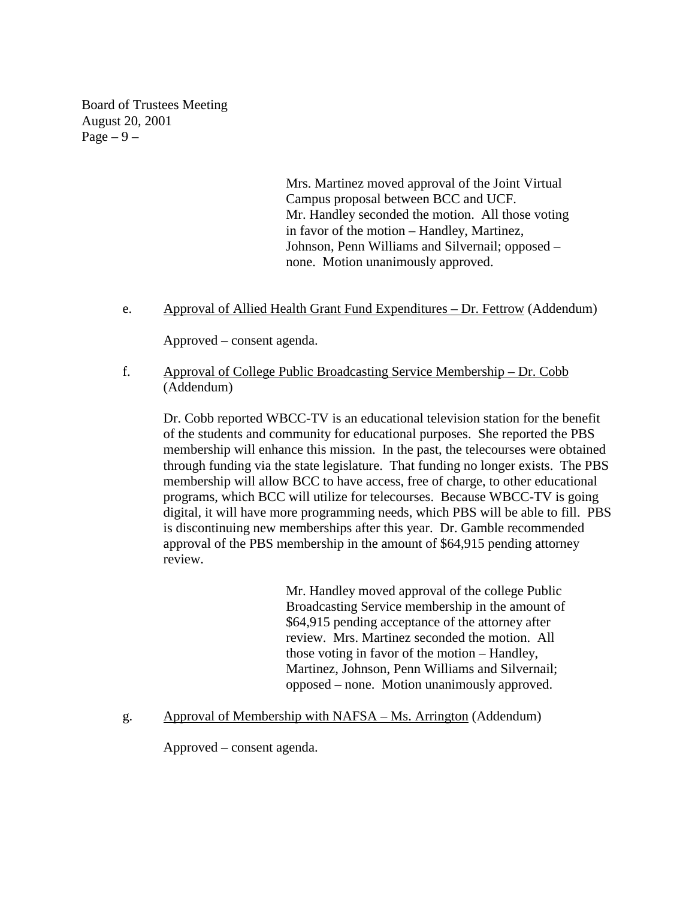Mrs. Martinez moved approval of the Joint Virtual Campus proposal between BCC and UCF. Mr. Handley seconded the motion. All those voting in favor of the motion – Handley, Martinez, Johnson, Penn Williams and Silvernail; opposed – none. Motion unanimously approved.

e. Approval of Allied Health Grant Fund Expenditures – Dr. Fettrow (Addendum)

Approved – consent agenda.

f. Approval of College Public Broadcasting Service Membership – Dr. Cobb (Addendum)

Dr. Cobb reported WBCC-TV is an educational television station for the benefit of the students and community for educational purposes. She reported the PBS membership will enhance this mission. In the past, the telecourses were obtained through funding via the state legislature. That funding no longer exists. The PBS membership will allow BCC to have access, free of charge, to other educational programs, which BCC will utilize for telecourses. Because WBCC-TV is going digital, it will have more programming needs, which PBS will be able to fill. PBS is discontinuing new memberships after this year. Dr. Gamble recommended approval of the PBS membership in the amount of $64,915 pending attorney review.

Mr. Handley moved approval of the college Public Broadcasting Service membership in the amount of $64,915 pending acceptance of the attorney after review. Mrs. Martinez seconded the motion. All those voting in favor of the motion – Handley, Martinez, Johnson, Penn Williams and Silvernail; opposed – none. Motion unanimously approved.

g. Approval of Membership with NAFSA – Ms. Arrington (Addendum)

Approved – consent agenda.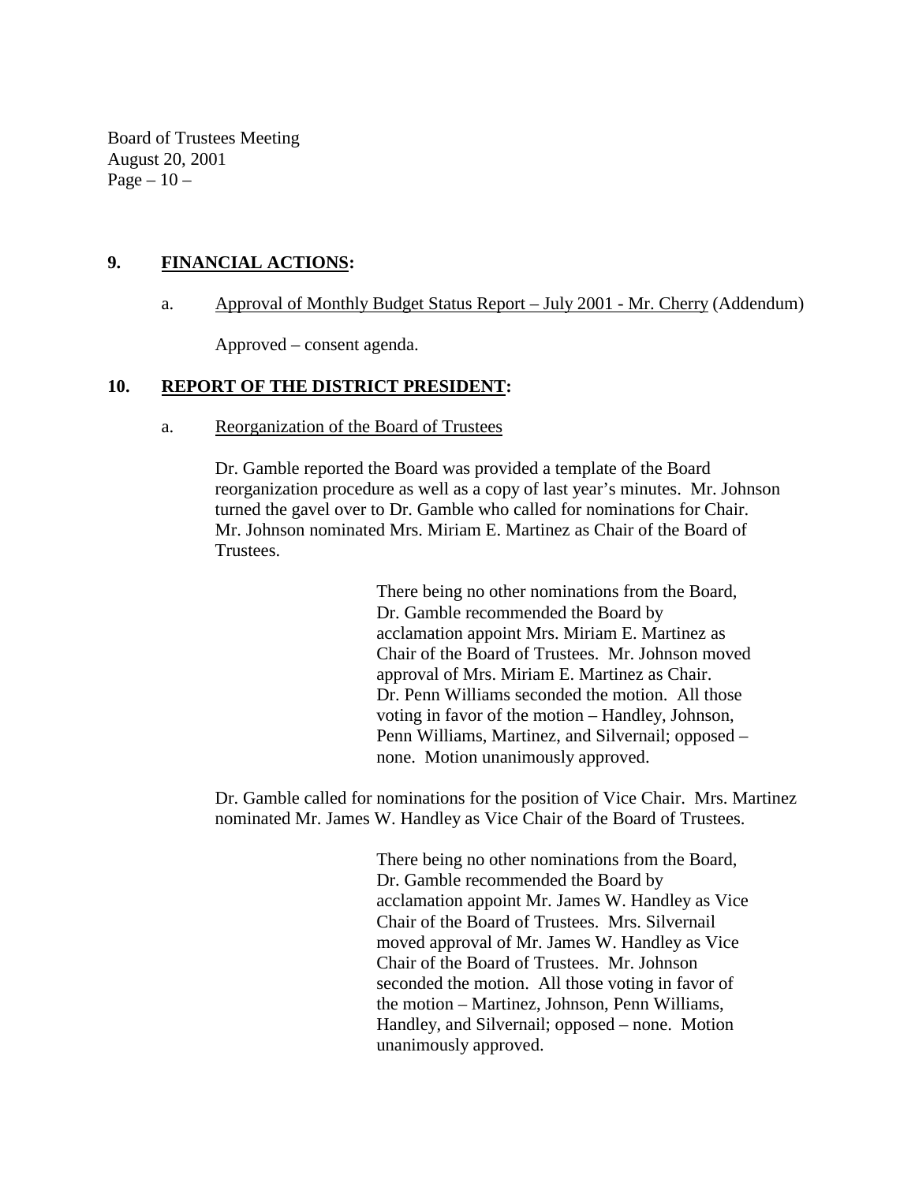## 9. **FINANCIAL ACTIONS:**

a. Approval of Monthly Budget Status Report – July 2001 - Mr. Cherry (Addendum)

Approved – consent agenda.

## 10. **REPORT OF THE DISTRICT PRESIDENT:**

a. Reorganization of the Board of Trustees

Dr. Gamble reported the Board was provided a template of the Board reorganization procedure as well as a copy of last year's minutes. Mr. Johnson turned the gavel over to Dr. Gamble who called for nominations for Chair. Mr. Johnson nominated Mrs. Miriam E. Martinez as Chair of the Board of Trustees.

> There being no other nominations from the Board, Dr. Gamble recommended the Board by acclamation appoint Mrs. Miriam E. Martinez as Chair of the Board of Trustees. Mr. Johnson moved approval of Mrs. Miriam E. Martinez as Chair. Dr. Penn Williams seconded the motion. All those voting in favor of the motion – Handley, Johnson, Penn Williams, Martinez, and Silvernail; opposed – none. Motion unanimously approved.

Dr. Gamble called for nominations for the position of Vice Chair. Mrs. Martinez nominated Mr. James W. Handley as Vice Chair of the Board of Trustees.

> There being no other nominations from the Board, Dr. Gamble recommended the Board by acclamation appoint Mr. James W. Handley as Vice Chair of the Board of Trustees. Mrs. Silvernail moved approval of Mr. James W. Handley as Vice Chair of the Board of Trustees. Mr. Johnson seconded the motion. All those voting in favor of the motion – Martinez, Johnson, Penn Williams, Handley, and Silvernail; opposed – none. Motion unanimously approved.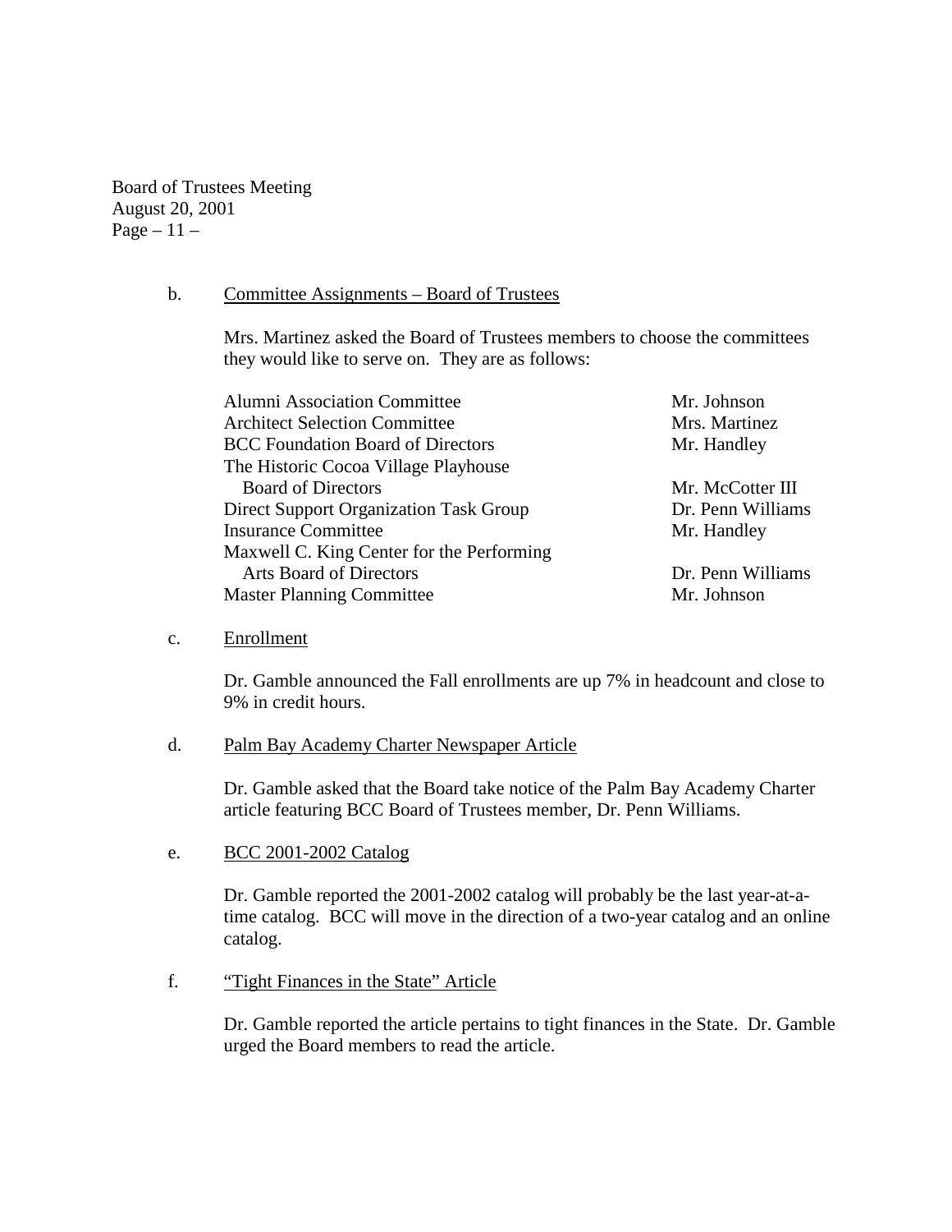b. Committee Assignments – Board of Trustees

Mrs. Martinez asked the Board of Trustees members to choose the committees they would like to serve on. They are as follows:

| Committee | Member |
|---|---|
| Alumni Association Committee | Mr. Johnson |
| Architect Selection Committee | Mrs. Martinez |
| BCC Foundation Board of Directors | Mr. Handley |
| The Historic Cocoa Village Playhouse Board of Directors | Mr. McCotter III |
| Direct Support Organization Task Group | Dr. Penn Williams |
| Insurance Committee | Mr. Handley |
| Maxwell C. King Center for the Performing Arts Board of Directors | Dr. Penn Williams |
| Master Planning Committee | Mr. Johnson |

c. Enrollment

Dr. Gamble announced the Fall enrollments are up 7% in headcount and close to 9% in credit hours.

d. Palm Bay Academy Charter Newspaper Article

Dr. Gamble asked that the Board take notice of the Palm Bay Academy Charter article featuring BCC Board of Trustees member, Dr. Penn Williams.

e. BCC 2001-2002 Catalog

Dr. Gamble reported the 2001-2002 catalog will probably be the last year-at-a-time catalog. BCC will move in the direction of a two-year catalog and an online catalog.

f. "Tight Finances in the State" Article

Dr. Gamble reported the article pertains to tight finances in the State. Dr. Gamble urged the Board members to read the article.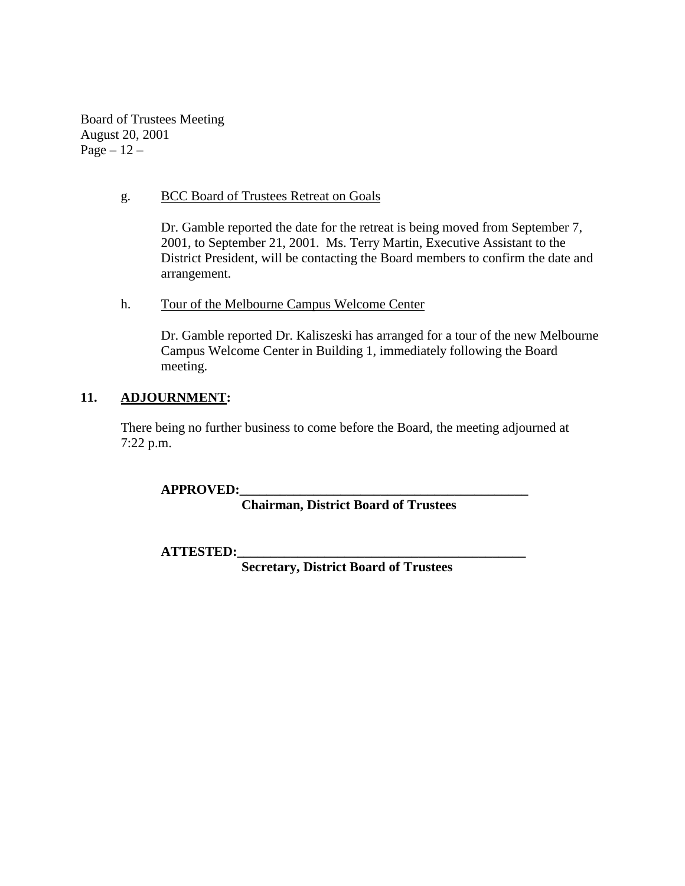g. <u>BCC Board of Trustees Retreat on Goals</u>

Dr. Gamble reported the date for the retreat is being moved from September 7, 2001, to September 21, 2001. Ms. Terry Martin, Executive Assistant to the District President, will be contacting the Board members to confirm the date and arrangement.

h. <u>Tour of the Melbourne Campus Welcome Center</u>

Dr. Gamble reported Dr. Kaliszeski has arranged for a tour of the new Melbourne Campus Welcome Center in Building 1, immediately following the Board meeting.

## 11. ADJOURNMENT:

There being no further business to come before the Board, the meeting adjourned at 7:22 p.m.

**APPROVED:\_\_\_\_\_\_\_\_\_\_\_\_\_\_\_\_\_\_\_\_\_\_\_\_\_\_\_\_\_\_\_\_\_\_\_\_\_\_\_\_\_\_\_**
**Chairman, District Board of Trustees**

**ATTESTED:\_\_\_\_\_\_\_\_\_\_\_\_\_\_\_\_\_\_\_\_\_\_\_\_\_\_\_\_\_\_\_\_\_\_\_\_\_\_\_\_\_\_\_**
**Secretary, District Board of Trustees**